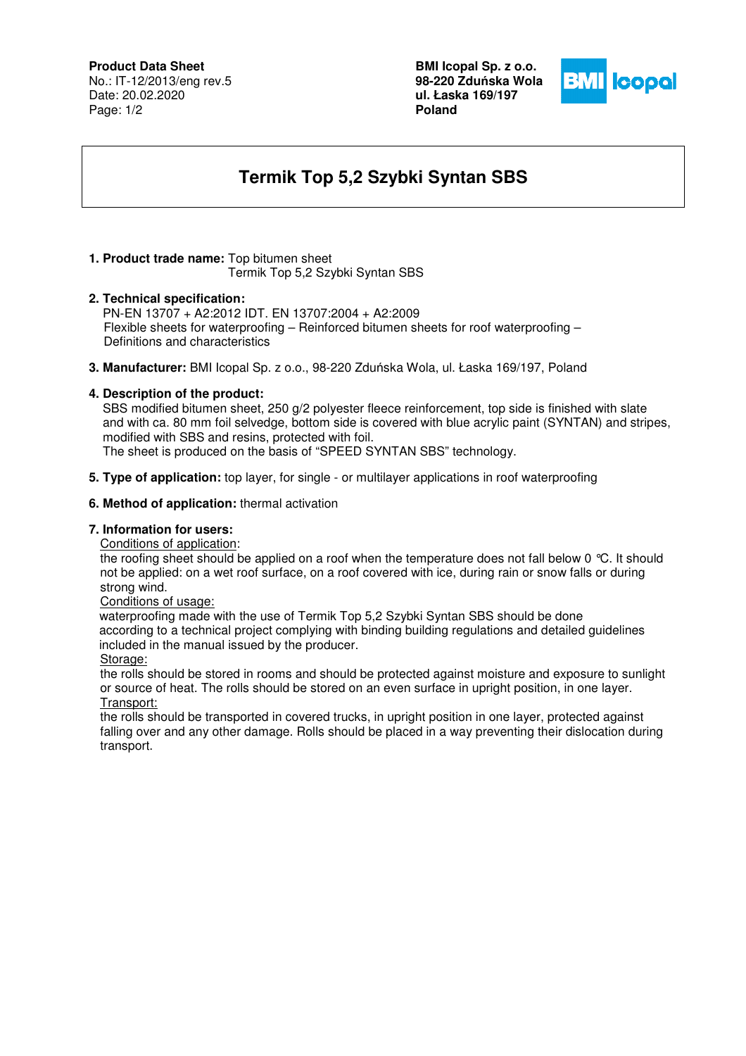**Product Data Sheet**
No.: IT-12/2013/eng rev.5
Date: 20.02.2020

**BMI Icopal Sp. z o.o.**
**98-220 Zduńska Wola**
**ul. Łaska 169/197**
**Poland**

# Termik Top 5,2 Szybki Syntan SBS

1. **Product trade name:** Top bitumen sheet
   Termik Top 5,2 Szybki Syntan SBS

2. **Technical specification:**
   PN-EN 13707 + A2:2012 IDT. EN 13707:2004 + A2:2009
   Flexible sheets for waterproofing – Reinforced bitumen sheets for roof waterproofing – Definitions and characteristics

3. **Manufacturer:** BMI Icopal Sp. z o.o., 98-220 Zduńska Wola, ul. Łaska 169/197, Poland

4. **Description of the product:**
   SBS modified bitumen sheet, 250 g/2 polyester fleece reinforcement, top side is finished with slate and with ca. 80 mm foil selvedge, bottom side is covered with blue acrylic paint (SYNTAN) and stripes, modified with SBS and resins, protected with foil.
   The sheet is produced on the basis of "SPEED SYNTAN SBS" technology.

5. **Type of application:** top layer, for single - or multilayer applications in roof waterproofing

6. **Method of application:** thermal activation

7. **Information for users:**
   <u>Conditions of application</u>:
   the roofing sheet should be applied on a roof when the temperature does not fall below 0 °C. It should not be applied: on a wet roof surface, on a roof covered with ice, during rain or snow falls or during strong wind.
   <u>Conditions of usage:</u>
   waterproofing made with the use of Termik Top 5,2 Szybki Syntan SBS should be done according to a technical project complying with binding building regulations and detailed guidelines included in the manual issued by the producer.
   <u>Storage:</u>
   the rolls should be stored in rooms and should be protected against moisture and exposure to sunlight or source of heat. The rolls should be stored on an even surface in upright position, in one layer.
   <u>Transport:</u>
   the rolls should be transported in covered trucks, in upright position in one layer, protected against falling over and any other damage. Rolls should be placed in a way preventing their dislocation during transport.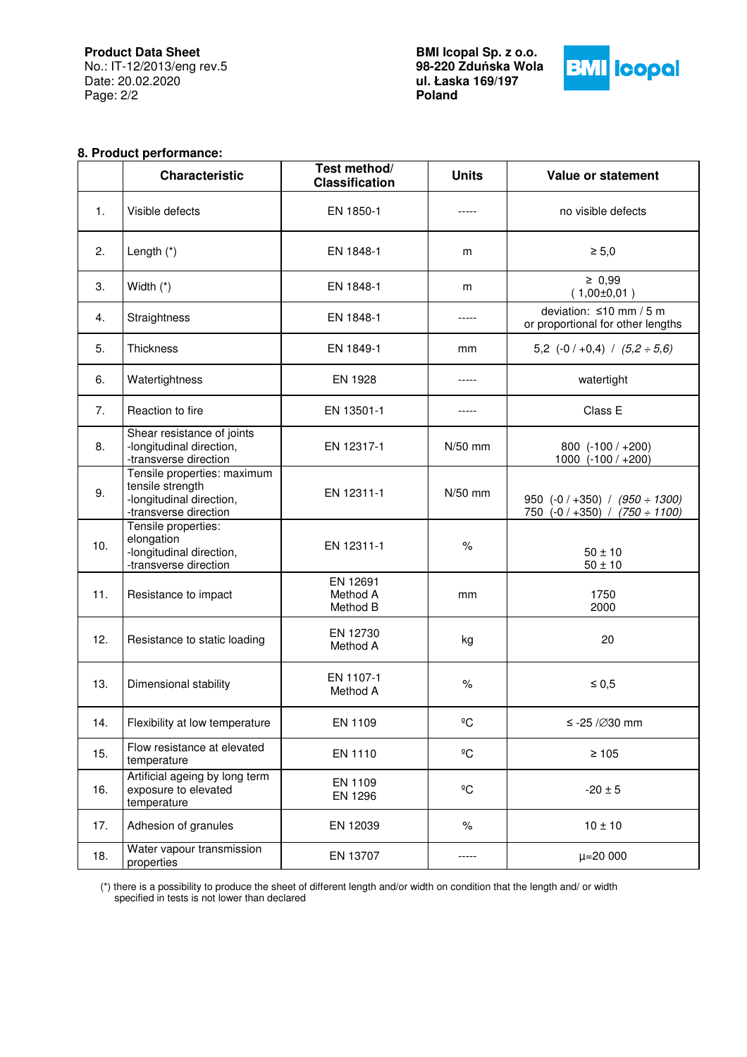**Product Data Sheet**
No.: IT-12/2013/eng rev.5
Date: 20.02.2020

**BMI Icopal Sp. z o.o.**
**98-220 Zduńska Wola**
**ul. Łaska 169/197**
**Poland**

### 8. Product performance:

| | Characteristic | Test method/ Classification | Units | Value or statement |
|---|---|---|---|---|
| 1. | Visible defects | EN 1850-1 | ----- | no visible defects |
| 2. | Length (*) | EN 1848-1 | m | ≥ 5,0 |
| 3. | Width (*) | EN 1848-1 | m | ≥ 0,99 ( 1,00±0,01 ) |
| 4. | Straightness | EN 1848-1 | ----- | deviation: ≤10 mm / 5 m or proportional for other lengths |
| 5. | Thickness | EN 1849-1 | mm | 5,2 (-0 / +0,4) / *(5,2 ÷ 5,6)* |
| 6. | Watertightness | EN 1928 | ----- | watertight |
| 7. | Reaction to fire | EN 13501-1 | ----- | Class E |
| 8. | Shear resistance of joints -longitudinal direction, -transverse direction | EN 12317-1 | N/50 mm | 800 (-100 / +200) 1000 (-100 / +200) |
| 9. | Tensile properties: maximum tensile strength -longitudinal direction, -transverse direction | EN 12311-1 | N/50 mm | 950 (-0 / +350) / *(950 ÷ 1300)* 750 (-0 / +350) / *(750 ÷ 1100)* |
| 10. | Tensile properties: elongation -longitudinal direction, -transverse direction | EN 12311-1 | % | 50 ± 10 50 ± 10 |
| 11. | Resistance to impact | EN 12691 Method A Method B | mm | 1750 2000 |
| 12. | Resistance to static loading | EN 12730 Method A | kg | 20 |
| 13. | Dimensional stability | EN 1107-1 Method A | % | ≤ 0,5 |
| 14. | Flexibility at low temperature | EN 1109 | ºC | ≤ -25 /∅30 mm |
| 15. | Flow resistance at elevated temperature | EN 1110 | ºC | ≥ 105 |
| 16. | Artificial ageing by long term exposure to elevated temperature | EN 1109 EN 1296 | ºC | -20 ± 5 |
| 17. | Adhesion of granules | EN 12039 | % | 10 ± 10 |
| 18. | Water vapour transmission properties | EN 13707 | ----- | μ=20 000 |

(*) there is a possibility to produce the sheet of different length and/or width on condition that the length and/ or width specified in tests is not lower than declared